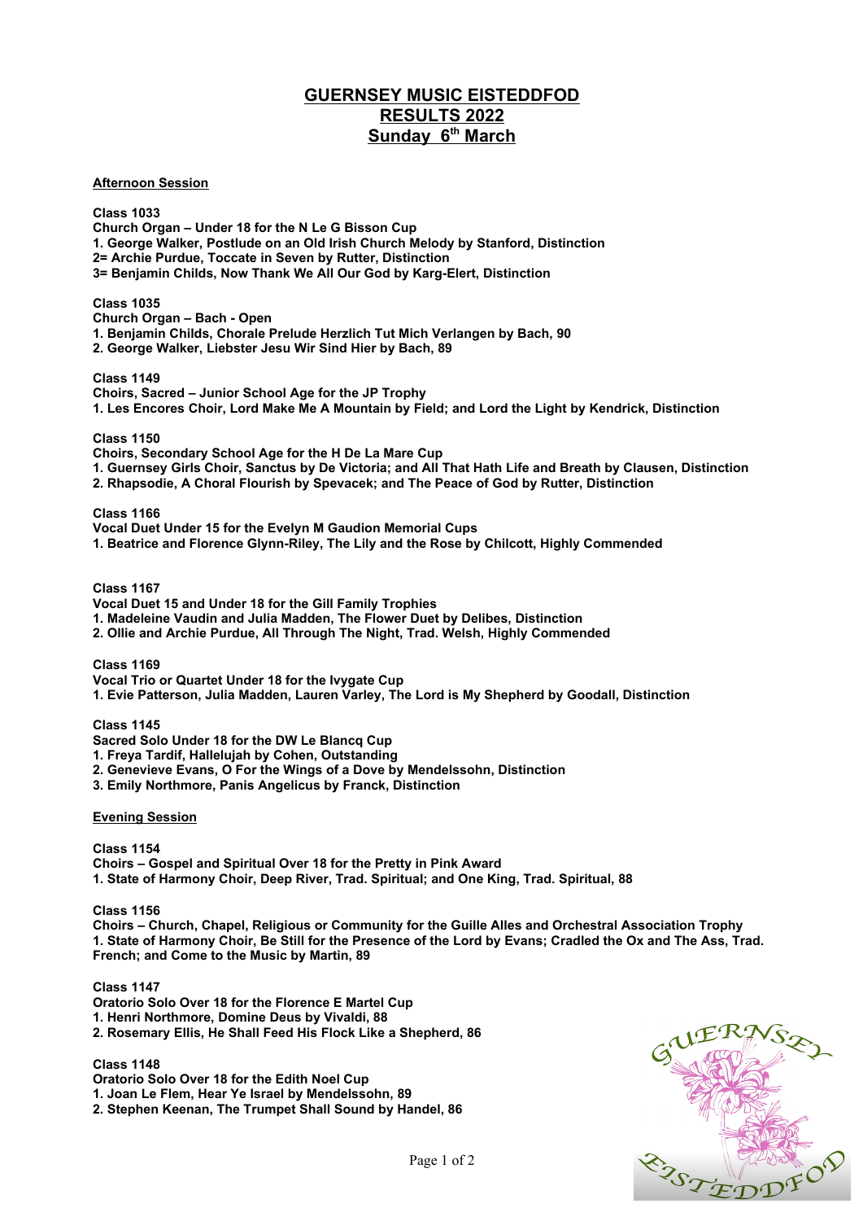# GUERNSEY MUSIC EISTEDDFOD
## RESULTS 2022
## Sunday 6th March

### Afternoon Session

**Class 1033**
**Church Organ – Under 18 for the N Le G Bisson Cup**
**1. George Walker, Postlude on an Old Irish Church Melody by Stanford, Distinction**
**2= Archie Purdue, Toccate in Seven by Rutter, Distinction**
**3= Benjamin Childs, Now Thank We All Our God by Karg-Elert, Distinction**

**Class 1035**
**Church Organ – Bach - Open**
**1. Benjamin Childs, Chorale Prelude Herzlich Tut Mich Verlangen by Bach, 90**
**2. George Walker, Liebster Jesu Wir Sind Hier by Bach, 89**

**Class 1149**
**Choirs, Sacred – Junior School Age for the JP Trophy**
**1. Les Encores Choir, Lord Make Me A Mountain by Field; and Lord the Light by Kendrick, Distinction**

**Class 1150**
**Choirs, Secondary School Age for the H De La Mare Cup**
**1. Guernsey Girls Choir, Sanctus by De Victoria; and All That Hath Life and Breath by Clausen, Distinction**
**2. Rhapsodie, A Choral Flourish by Spevacek; and The Peace of God by Rutter, Distinction**

**Class 1166**
**Vocal Duet Under 15 for the Evelyn M Gaudion Memorial Cups**
**1. Beatrice and Florence Glynn-Riley, The Lily and the Rose by Chilcott, Highly Commended**

**Class 1167**
**Vocal Duet 15 and Under 18 for the Gill Family Trophies**
**1. Madeleine Vaudin and Julia Madden, The Flower Duet by Delibes, Distinction**
**2. Ollie and Archie Purdue, All Through The Night, Trad. Welsh, Highly Commended**

**Class 1169**
**Vocal Trio or Quartet Under 18 for the Ivygate Cup**
**1. Evie Patterson, Julia Madden, Lauren Varley, The Lord is My Shepherd by Goodall, Distinction**

**Class 1145**
**Sacred Solo Under 18 for the DW Le Blancq Cup**
**1. Freya Tardif, Hallelujah by Cohen, Outstanding**
**2. Genevieve Evans, O For the Wings of a Dove by Mendelssohn, Distinction**
**3. Emily Northmore, Panis Angelicus by Franck, Distinction**

### Evening Session

**Class 1154**
**Choirs – Gospel and Spiritual Over 18 for the Pretty in Pink Award**
**1. State of Harmony Choir, Deep River, Trad. Spiritual; and One King, Trad. Spiritual, 88**

**Class 1156**
**Choirs – Church, Chapel, Religious or Community for the Guille Alles and Orchestral Association Trophy**
**1. State of Harmony Choir, Be Still for the Presence of the Lord by Evans; Cradled the Ox and The Ass, Trad. French; and Come to the Music by Martin, 89**

**Class 1147**
**Oratorio Solo Over 18 for the Florence E Martel Cup**
**1. Henri Northmore, Domine Deus by Vivaldi, 88**
**2. Rosemary Ellis, He Shall Feed His Flock Like a Shepherd, 86**

**Class 1148**
**Oratorio Solo Over 18 for the Edith Noel Cup**
**1. Joan Le Flem, Hear Ye Israel by Mendelssohn, 89**
**2. Stephen Keenan, The Trumpet Shall Sound by Handel, 86**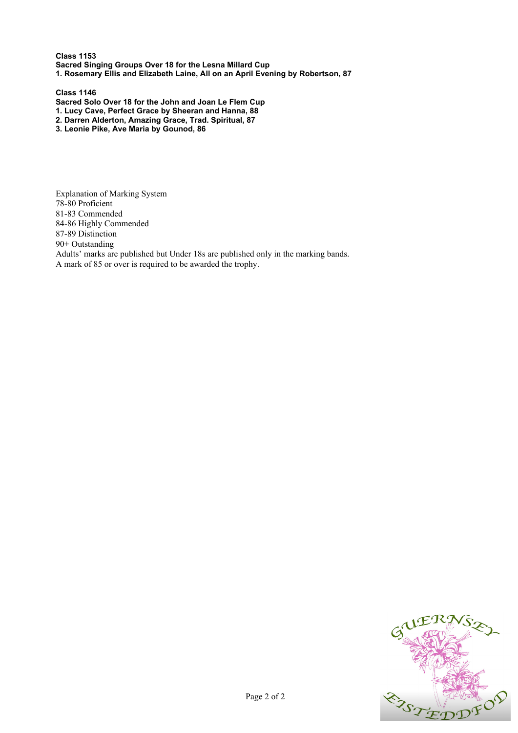**Class 1153**
**Sacred Singing Groups Over 18 for the Lesna Millard Cup**
**1. Rosemary Ellis and Elizabeth Laine, All on an April Evening by Robertson, 87**

**Class 1146**
**Sacred Solo Over 18 for the John and Joan Le Flem Cup**
**1. Lucy Cave, Perfect Grace by Sheeran and Hanna, 88**
**2. Darren Alderton, Amazing Grace, Trad. Spiritual, 87**
**3. Leonie Pike, Ave Maria by Gounod, 86**

Explanation of Marking System
78-80 Proficient
81-83 Commended
84-86 Highly Commended
87-89 Distinction
90+ Outstanding
Adults' marks are published but Under 18s are published only in the marking bands.
A mark of 85 or over is required to be awarded the trophy.

GUERNSEY EISTEDDFOD